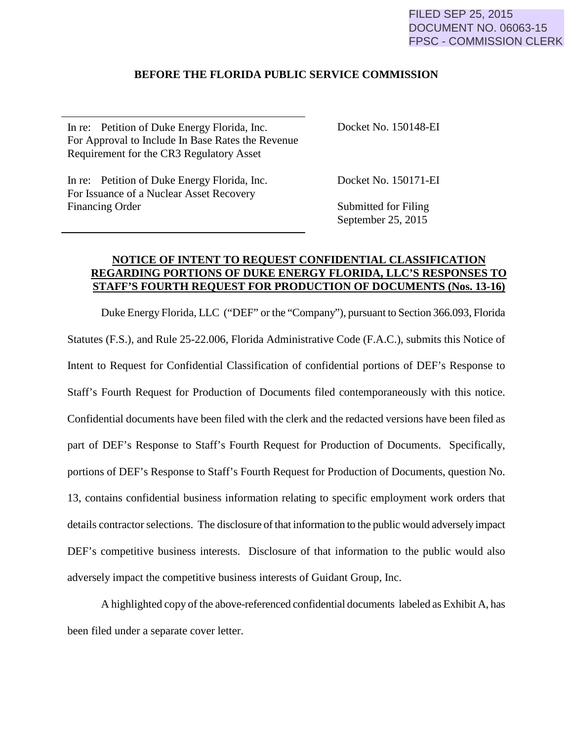FILED SEP 25, 2015
DOCUMENT NO. 06063-15
FPSC - COMMISSION CLERK

**BEFORE THE FLORIDA PUBLIC SERVICE COMMISSION**

| | |
|---|---|
| In re: Petition of Duke Energy Florida, Inc. For Approval to Include In Base Rates the Revenue Requirement for the CR3 Regulatory Asset | Docket No. 150148-EI |
| In re: Petition of Duke Energy Florida, Inc. For Issuance of a Nuclear Asset Recovery Financing Order | Docket No. 150171-EI<br><br>Submitted for Filing<br>September 25, 2015 |

**NOTICE OF INTENT TO REQUEST CONFIDENTIAL CLASSIFICATION REGARDING PORTIONS OF DUKE ENERGY FLORIDA, LLC'S RESPONSES TO STAFF'S FOURTH REQUEST FOR PRODUCTION OF DOCUMENTS (Nos. 13-16)**

Duke Energy Florida, LLC ("DEF" or the "Company"), pursuant to Section 366.093, Florida Statutes (F.S.), and Rule 25-22.006, Florida Administrative Code (F.A.C.), submits this Notice of Intent to Request for Confidential Classification of confidential portions of DEF's Response to Staff's Fourth Request for Production of Documents filed contemporaneously with this notice. Confidential documents have been filed with the clerk and the redacted versions have been filed as part of DEF's Response to Staff's Fourth Request for Production of Documents. Specifically, portions of DEF's Response to Staff's Fourth Request for Production of Documents, question No. 13, contains confidential business information relating to specific employment work orders that details contractor selections. The disclosure of that information to the public would adversely impact DEF's competitive business interests. Disclosure of that information to the public would also adversely impact the competitive business interests of Guidant Group, Inc.

A highlighted copy of the above-referenced confidential documents labeled as Exhibit A, has been filed under a separate cover letter.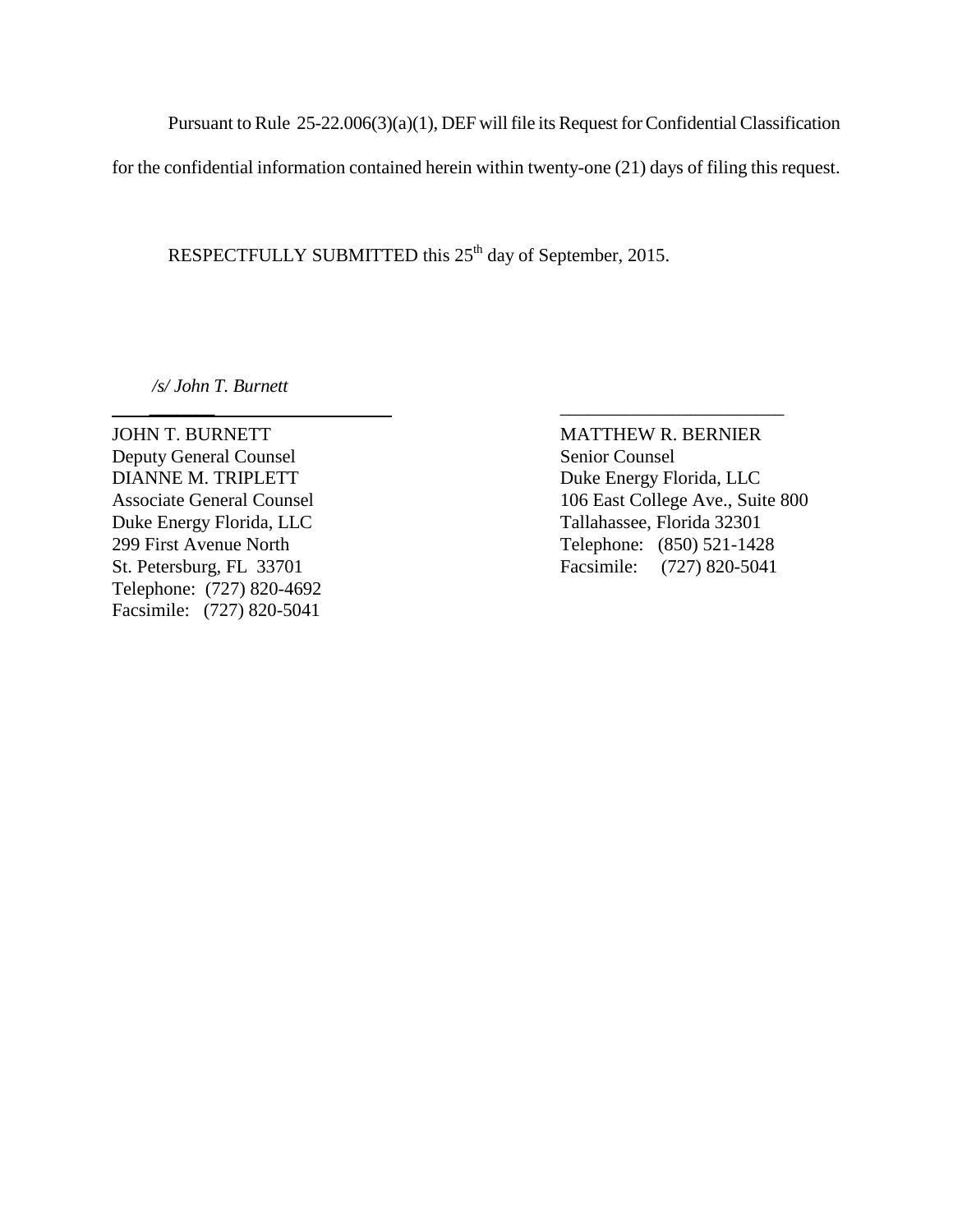Pursuant to Rule 25-22.006(3)(a)(1), DEF will file its Request for Confidential Classification for the confidential information contained herein within twenty-one (21) days of filing this request.

RESPECTFULLY SUBMITTED this 25th day of September, 2015.

*/s/ John T. Burnett*

JOHN T. BURNETT
Deputy General Counsel
DIANNE M. TRIPLETT
Associate General Counsel
Duke Energy Florida, LLC
299 First Avenue North
St. Petersburg, FL 33701
Telephone: (727) 820-4692
Facsimile: (727) 820-5041

MATTHEW R. BERNIER
Senior Counsel
Duke Energy Florida, LLC
106 East College Ave., Suite 800
Tallahassee, Florida 32301
Telephone: (850) 521-1428
Facsimile: (727) 820-5041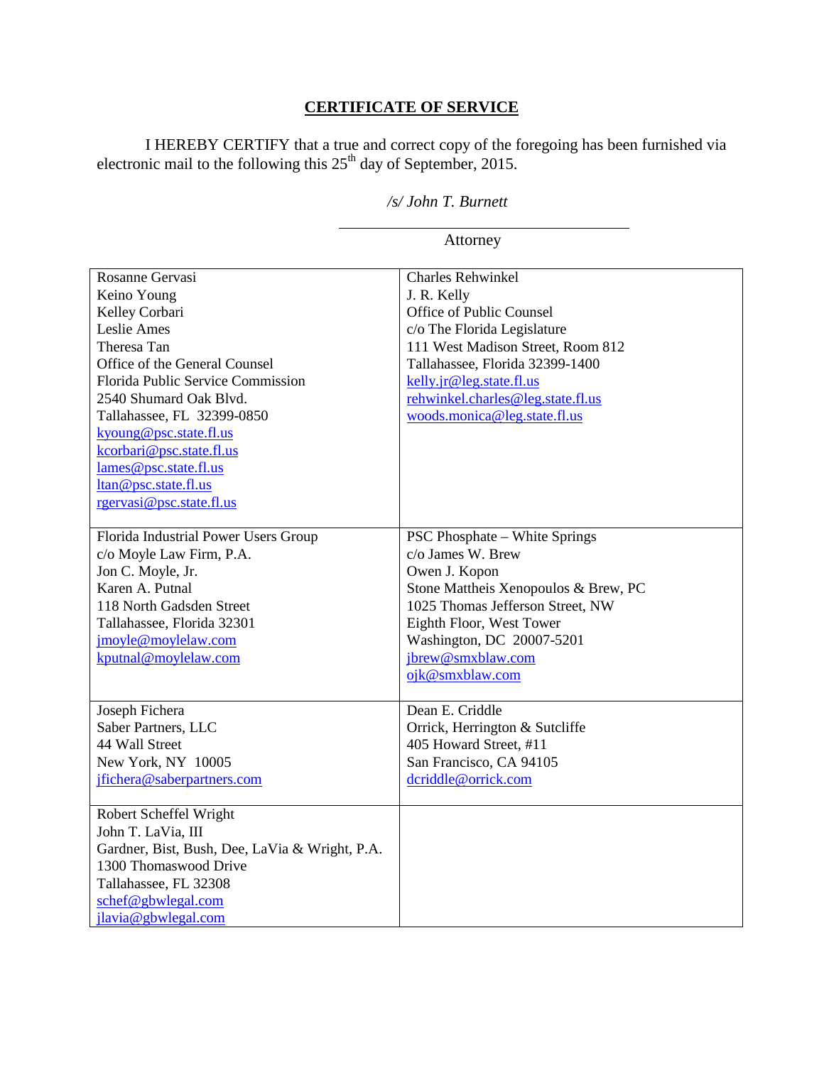# CERTIFICATE OF SERVICE

I HEREBY CERTIFY that a true and correct copy of the foregoing has been furnished via electronic mail to the following this 25th day of September, 2015.

*/s/ John T. Burnett*

Attorney

| | |
|---|---|
| Rosanne Gervasi<br>Keino Young<br>Kelley Corbari<br>Leslie Ames<br>Theresa Tan<br>Office of the General Counsel<br>Florida Public Service Commission<br>2540 Shumard Oak Blvd.<br>Tallahassee, FL 32399-0850<br>kyoung@psc.state.fl.us<br>kcorbari@psc.state.fl.us<br>lames@psc.state.fl.us<br>ltan@psc.state.fl.us<br>rgervasi@psc.state.fl.us | Charles Rehwinkel<br>J. R. Kelly<br>Office of Public Counsel<br>c/o The Florida Legislature<br>111 West Madison Street, Room 812<br>Tallahassee, Florida 32399-1400<br>kelly.jr@leg.state.fl.us<br>rehwinkel.charles@leg.state.fl.us<br>woods.monica@leg.state.fl.us |
| Florida Industrial Power Users Group<br>c/o Moyle Law Firm, P.A.<br>Jon C. Moyle, Jr.<br>Karen A. Putnal<br>118 North Gadsden Street<br>Tallahassee, Florida 32301<br>jmoyle@moylelaw.com<br>kputnal@moylelaw.com | PSC Phosphate – White Springs<br>c/o James W. Brew<br>Owen J. Kopon<br>Stone Mattheis Xenopoulos & Brew, PC<br>1025 Thomas Jefferson Street, NW<br>Eighth Floor, West Tower<br>Washington, DC 20007-5201<br>jbrew@smxblaw.com<br>ojk@smxblaw.com |
| Joseph Fichera<br>Saber Partners, LLC<br>44 Wall Street<br>New York, NY 10005<br>jfichera@saberpartners.com | Dean E. Criddle<br>Orrick, Herrington & Sutcliffe<br>405 Howard Street, #11<br>San Francisco, CA 94105<br>dcriddle@orrick.com |
| Robert Scheffel Wright<br>John T. LaVia, III<br>Gardner, Bist, Bush, Dee, LaVia & Wright, P.A.<br>1300 Thomaswood Drive<br>Tallahassee, FL 32308<br>schef@gbwlegal.com<br>jlavia@gbwlegal.com | |